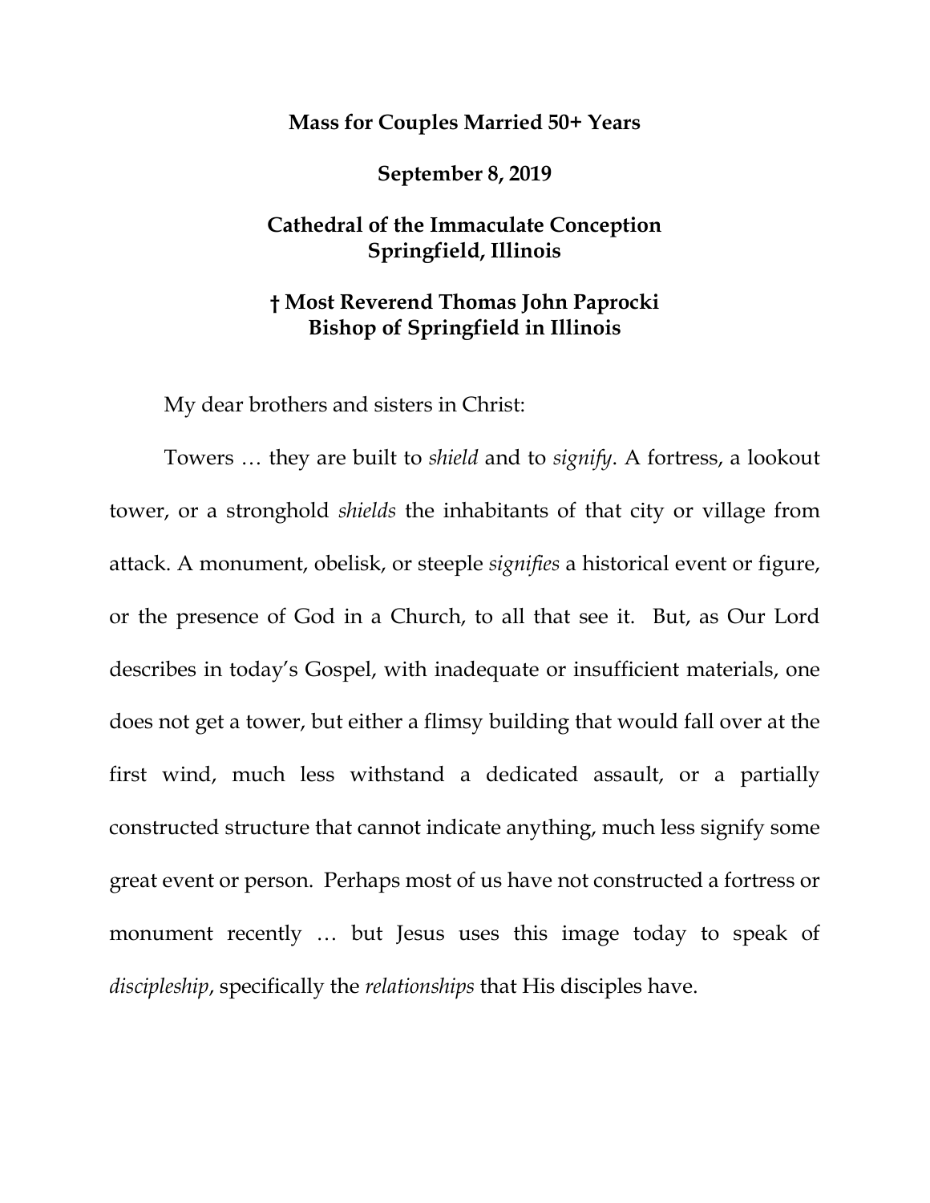**Mass for Couples Married 50+ Years**

**September 8, 2019**

**Cathedral of the Immaculate Conception**
**Springfield, Illinois**

**† Most Reverend Thomas John Paprocki**
**Bishop of Springfield in Illinois**

My dear brothers and sisters in Christ:

Towers … they are built to *shield* and to *signify*. A fortress, a lookout tower, or a stronghold *shields* the inhabitants of that city or village from attack. A monument, obelisk, or steeple *signifies* a historical event or figure, or the presence of God in a Church, to all that see it. But, as Our Lord describes in today's Gospel, with inadequate or insufficient materials, one does not get a tower, but either a flimsy building that would fall over at the first wind, much less withstand a dedicated assault, or a partially constructed structure that cannot indicate anything, much less signify some great event or person. Perhaps most of us have not constructed a fortress or monument recently … but Jesus uses this image today to speak of *discipleship*, specifically the *relationships* that His disciples have.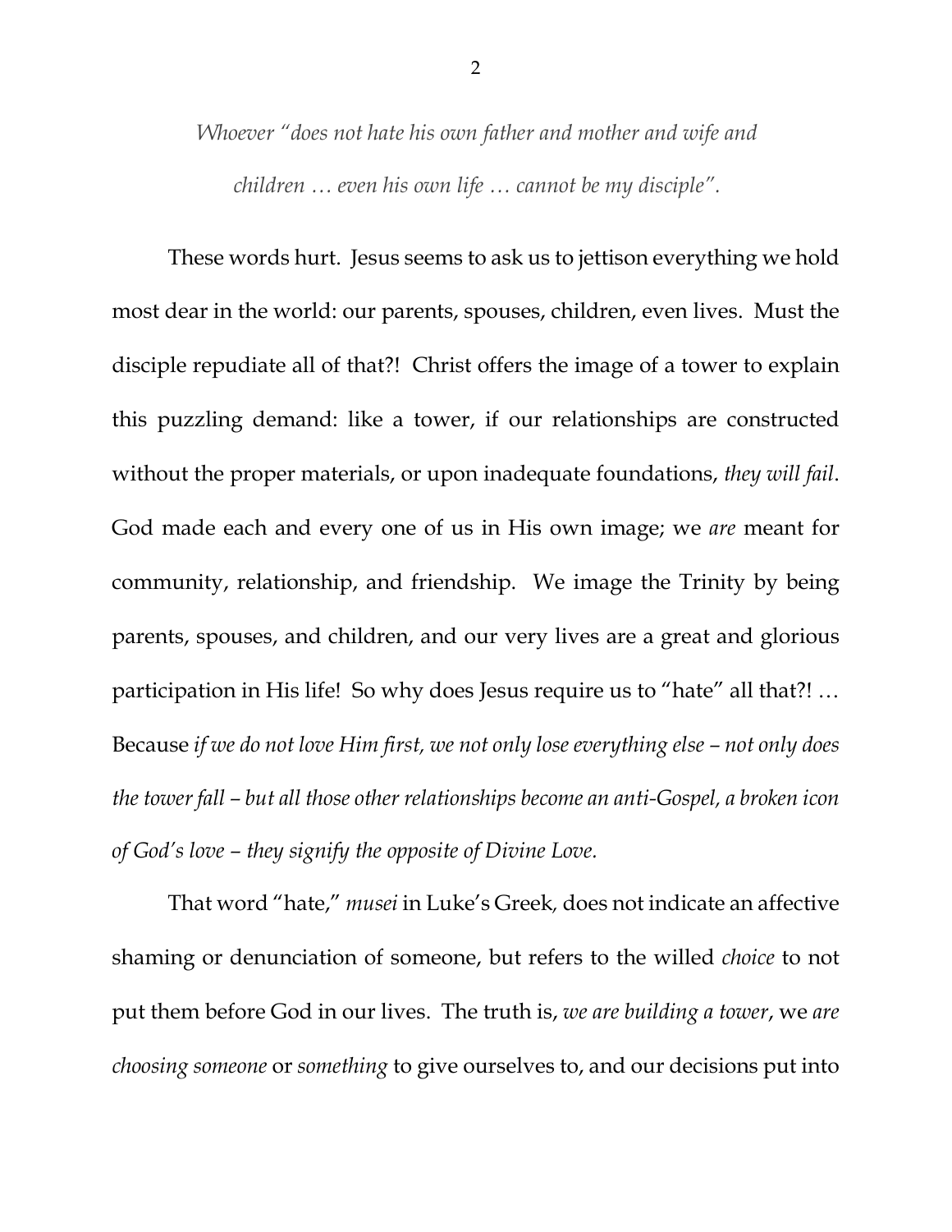*Whoever "does not hate his own father and mother and wife and children … even his own life … cannot be my disciple".*

These words hurt. Jesus seems to ask us to jettison everything we hold most dear in the world: our parents, spouses, children, even lives. Must the disciple repudiate all of that?! Christ offers the image of a tower to explain this puzzling demand: like a tower, if our relationships are constructed without the proper materials, or upon inadequate foundations, *they will fail*. God made each and every one of us in His own image; we *are* meant for community, relationship, and friendship. We image the Trinity by being parents, spouses, and children, and our very lives are a great and glorious participation in His life! So why does Jesus require us to "hate" all that?! … Because *if we do not love Him first, we not only lose everything else – not only does the tower fall – but all those other relationships become an anti-Gospel, a broken icon of God's love – they signify the opposite of Divine Love.*

That word "hate," *musei* in Luke's Greek, does not indicate an affective shaming or denunciation of someone, but refers to the willed *choice* to not put them before God in our lives. The truth is, *we are building a tower*, we *are choosing someone* or *something* to give ourselves to, and our decisions put into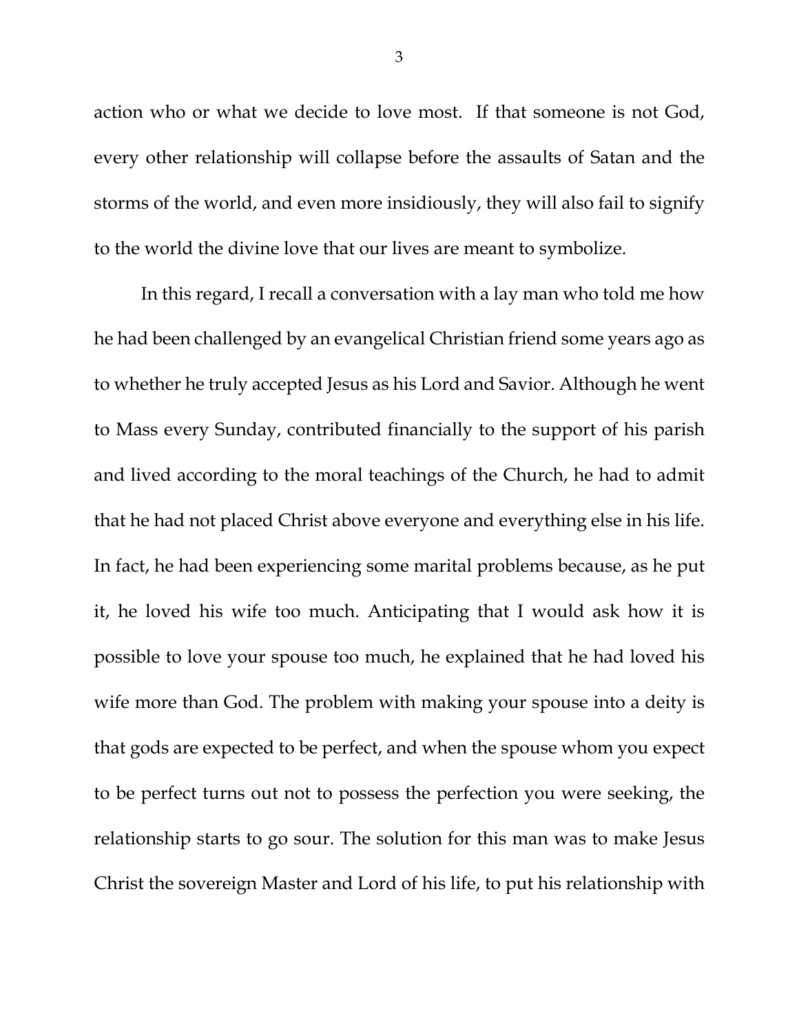action who or what we decide to love most. If that someone is not God, every other relationship will collapse before the assaults of Satan and the storms of the world, and even more insidiously, they will also fail to signify to the world the divine love that our lives are meant to symbolize.

In this regard, I recall a conversation with a lay man who told me how he had been challenged by an evangelical Christian friend some years ago as to whether he truly accepted Jesus as his Lord and Savior. Although he went to Mass every Sunday, contributed financially to the support of his parish and lived according to the moral teachings of the Church, he had to admit that he had not placed Christ above everyone and everything else in his life. In fact, he had been experiencing some marital problems because, as he put it, he loved his wife too much. Anticipating that I would ask how it is possible to love your spouse too much, he explained that he had loved his wife more than God. The problem with making your spouse into a deity is that gods are expected to be perfect, and when the spouse whom you expect to be perfect turns out not to possess the perfection you were seeking, the relationship starts to go sour. The solution for this man was to make Jesus Christ the sovereign Master and Lord of his life, to put his relationship with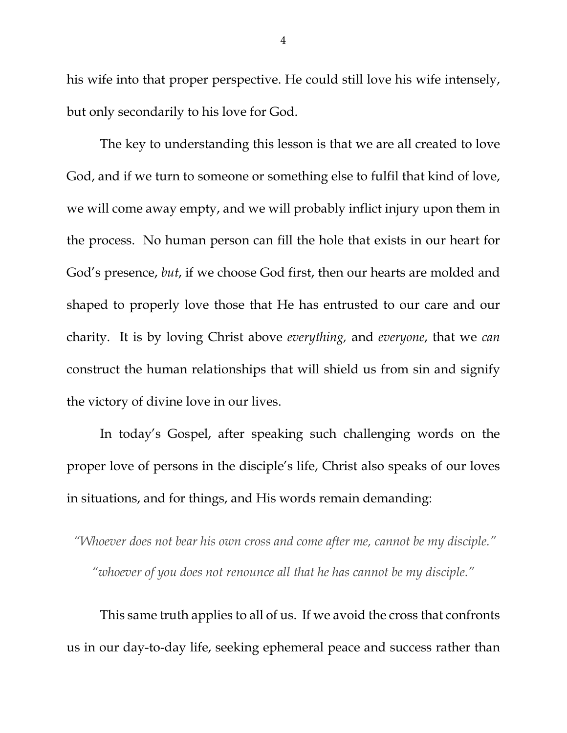his wife into that proper perspective. He could still love his wife intensely, but only secondarily to his love for God.

The key to understanding this lesson is that we are all created to love God, and if we turn to someone or something else to fulfil that kind of love, we will come away empty, and we will probably inflict injury upon them in the process. No human person can fill the hole that exists in our heart for God's presence, *but*, if we choose God first, then our hearts are molded and shaped to properly love those that He has entrusted to our care and our charity. It is by loving Christ above *everything,* and *everyone*, that we *can* construct the human relationships that will shield us from sin and signify the victory of divine love in our lives.

In today's Gospel, after speaking such challenging words on the proper love of persons in the disciple's life, Christ also speaks of our loves in situations, and for things, and His words remain demanding:

*"Whoever does not bear his own cross and come after me, cannot be my disciple."*

*"whoever of you does not renounce all that he has cannot be my disciple."*

This same truth applies to all of us. If we avoid the cross that confronts us in our day-to-day life, seeking ephemeral peace and success rather than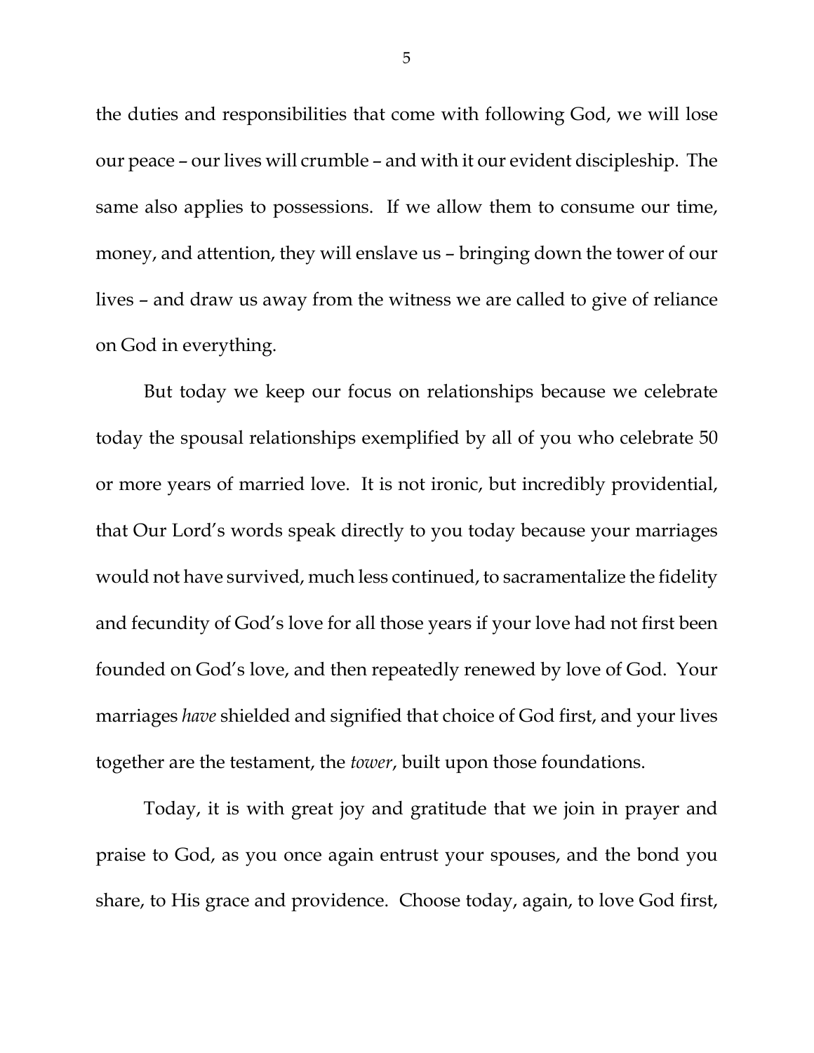the duties and responsibilities that come with following God, we will lose our peace – our lives will crumble – and with it our evident discipleship. The same also applies to possessions. If we allow them to consume our time, money, and attention, they will enslave us – bringing down the tower of our lives – and draw us away from the witness we are called to give of reliance on God in everything.

But today we keep our focus on relationships because we celebrate today the spousal relationships exemplified by all of you who celebrate 50 or more years of married love. It is not ironic, but incredibly providential, that Our Lord's words speak directly to you today because your marriages would not have survived, much less continued, to sacramentalize the fidelity and fecundity of God's love for all those years if your love had not first been founded on God's love, and then repeatedly renewed by love of God. Your marriages *have* shielded and signified that choice of God first, and your lives together are the testament, the *tower*, built upon those foundations.

Today, it is with great joy and gratitude that we join in prayer and praise to God, as you once again entrust your spouses, and the bond you share, to His grace and providence. Choose today, again, to love God first,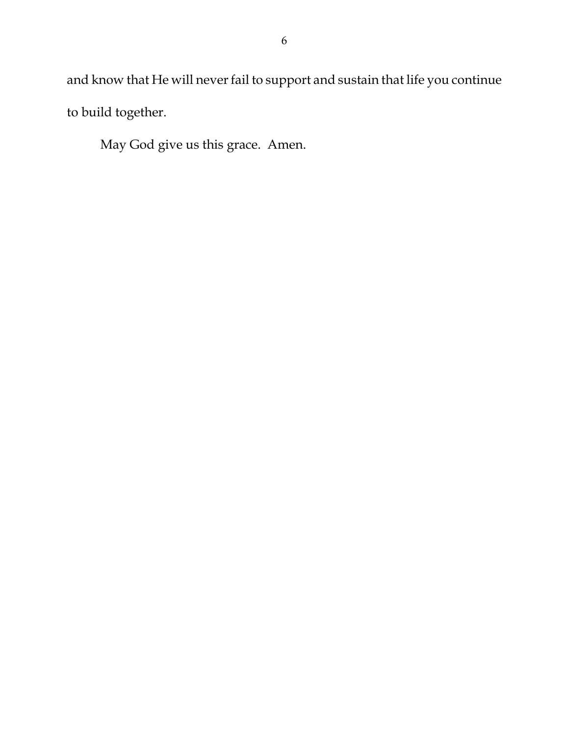and know that He will never fail to support and sustain that life you continue to build together.

May God give us this grace. Amen.